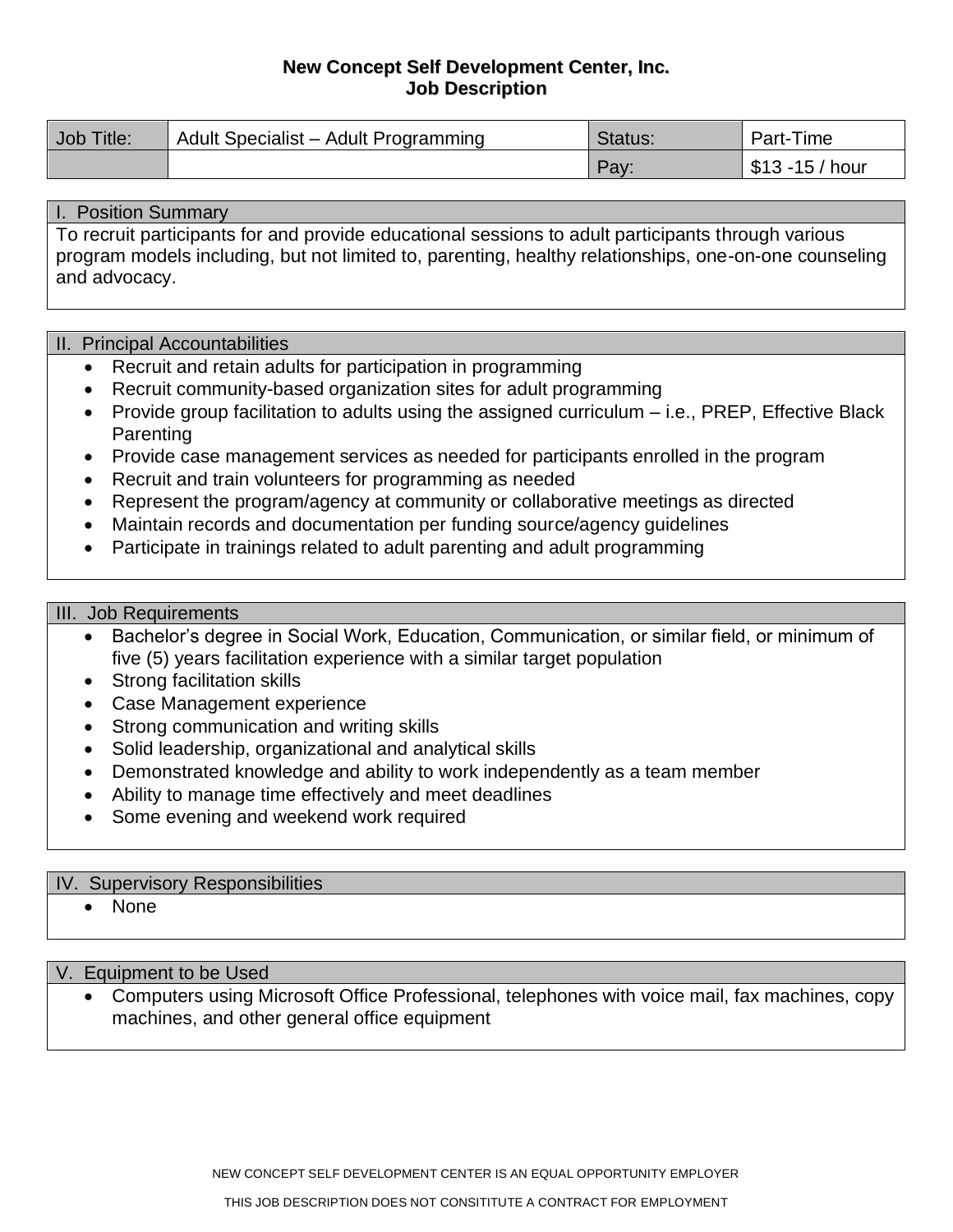# New Concept Self Development Center, Inc.
## Job Description

| Job Title: | Adult Specialist – Adult Programming | Status: | Part-Time |
|---|---|---|---|
| | | Pay: | $13 -15 / hour |

### I. Position Summary

To recruit participants for and provide educational sessions to adult participants through various program models including, but not limited to, parenting, healthy relationships, one-on-one counseling and advocacy.

### II. Principal Accountabilities

- Recruit and retain adults for participation in programming
- Recruit community-based organization sites for adult programming
- Provide group facilitation to adults using the assigned curriculum – i.e., PREP, Effective Black Parenting
- Provide case management services as needed for participants enrolled in the program
- Recruit and train volunteers for programming as needed
- Represent the program/agency at community or collaborative meetings as directed
- Maintain records and documentation per funding source/agency guidelines
- Participate in trainings related to adult parenting and adult programming

### III. Job Requirements

- Bachelor's degree in Social Work, Education, Communication, or similar field, or minimum of five (5) years facilitation experience with a similar target population
- Strong facilitation skills
- Case Management experience
- Strong communication and writing skills
- Solid leadership, organizational and analytical skills
- Demonstrated knowledge and ability to work independently as a team member
- Ability to manage time effectively and meet deadlines
- Some evening and weekend work required

### IV. Supervisory Responsibilities

- None

### V. Equipment to be Used

- Computers using Microsoft Office Professional, telephones with voice mail, fax machines, copy machines, and other general office equipment

NEW CONCEPT SELF DEVELOPMENT CENTER IS AN EQUAL OPPORTUNITY EMPLOYER

THIS JOB DESCRIPTION DOES NOT CONSITITUTE A CONTRACT FOR EMPLOYMENT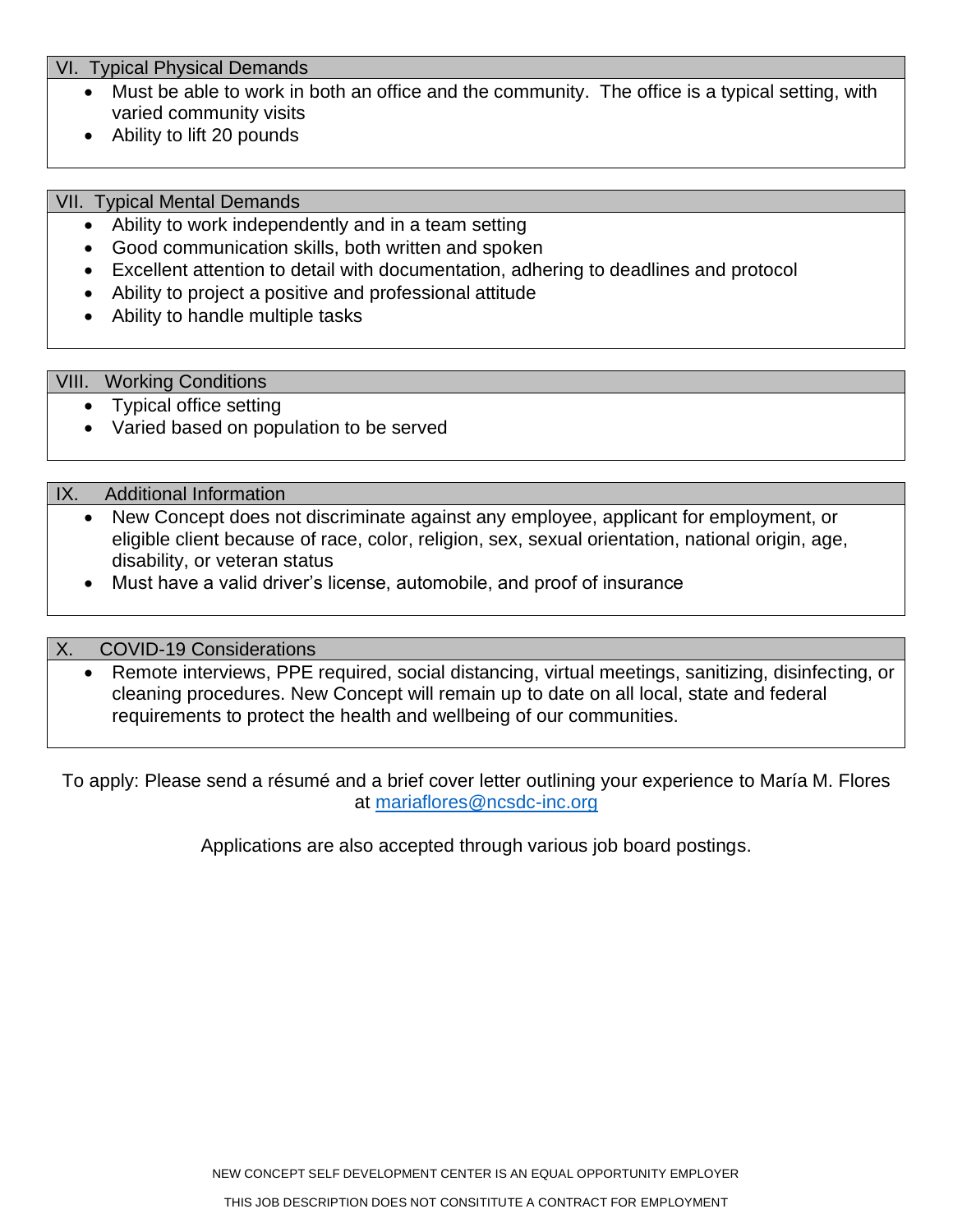## VI. Typical Physical Demands

- Must be able to work in both an office and the community. The office is a typical setting, with varied community visits
- Ability to lift 20 pounds

## VII. Typical Mental Demands

- Ability to work independently and in a team setting
- Good communication skills, both written and spoken
- Excellent attention to detail with documentation, adhering to deadlines and protocol
- Ability to project a positive and professional attitude
- Ability to handle multiple tasks

## VIII. Working Conditions

- Typical office setting
- Varied based on population to be served

## IX. Additional Information

- New Concept does not discriminate against any employee, applicant for employment, or eligible client because of race, color, religion, sex, sexual orientation, national origin, age, disability, or veteran status
- Must have a valid driver's license, automobile, and proof of insurance

## X. COVID-19 Considerations

- Remote interviews, PPE required, social distancing, virtual meetings, sanitizing, disinfecting, or cleaning procedures. New Concept will remain up to date on all local, state and federal requirements to protect the health and wellbeing of our communities.

To apply: Please send a résumé and a brief cover letter outlining your experience to María M. Flores at mariaflores@ncsdc-inc.org

Applications are also accepted through various job board postings.

NEW CONCEPT SELF DEVELOPMENT CENTER IS AN EQUAL OPPORTUNITY EMPLOYER

THIS JOB DESCRIPTION DOES NOT CONSITITUTE A CONTRACT FOR EMPLOYMENT